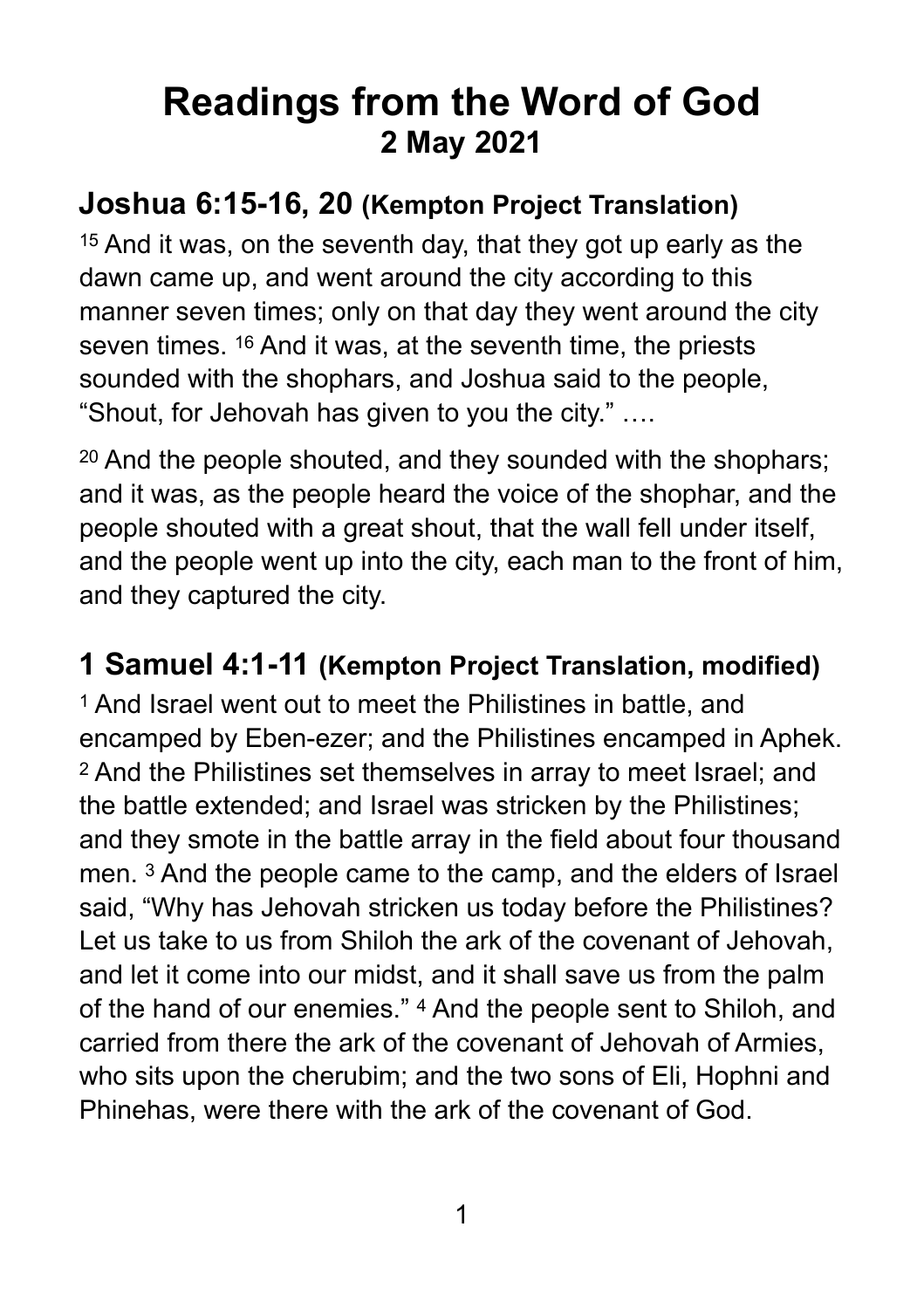# Readings from the Word of God
## 2 May 2021

### Joshua 6:15-16, 20 (Kempton Project Translation)

15 And it was, on the seventh day, that they got up early as the dawn came up, and went around the city according to this manner seven times; only on that day they went around the city seven times. 16 And it was, at the seventh time, the priests sounded with the shophars, and Joshua said to the people, "Shout, for Jehovah has given to you the city." ….

20 And the people shouted, and they sounded with the shophars; and it was, as the people heard the voice of the shophar, and the people shouted with a great shout, that the wall fell under itself, and the people went up into the city, each man to the front of him, and they captured the city.

### 1 Samuel 4:1-11 (Kempton Project Translation, modified)

1 And Israel went out to meet the Philistines in battle, and encamped by Eben-ezer; and the Philistines encamped in Aphek. 2 And the Philistines set themselves in array to meet Israel; and the battle extended; and Israel was stricken by the Philistines; and they smote in the battle array in the field about four thousand men. 3 And the people came to the camp, and the elders of Israel said, "Why has Jehovah stricken us today before the Philistines? Let us take to us from Shiloh the ark of the covenant of Jehovah, and let it come into our midst, and it shall save us from the palm of the hand of our enemies." 4 And the people sent to Shiloh, and carried from there the ark of the covenant of Jehovah of Armies, who sits upon the cherubim; and the two sons of Eli, Hophni and Phinehas, were there with the ark of the covenant of God.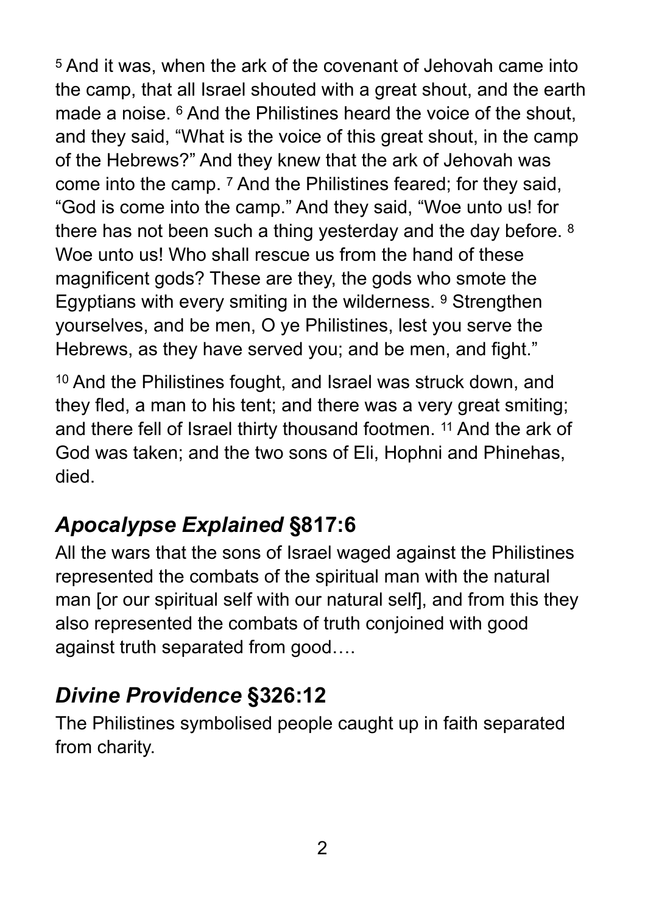[5] And it was, when the ark of the covenant of Jehovah came into the camp, that all Israel shouted with a great shout, and the earth made a noise. [6] And the Philistines heard the voice of the shout, and they said, “What is the voice of this great shout, in the camp of the Hebrews?” And they knew that the ark of Jehovah was come into the camp. [7] And the Philistines feared; for they said, “God is come into the camp.” And they said, “Woe unto us! for there has not been such a thing yesterday and the day before. [8] Woe unto us! Who shall rescue us from the hand of these magnificent gods? These are they, the gods who smote the Egyptians with every smiting in the wilderness. [9] Strengthen yourselves, and be men, O ye Philistines, lest you serve the Hebrews, as they have served you; and be men, and fight.”

[10] And the Philistines fought, and Israel was struck down, and they fled, a man to his tent; and there was a very great smiting; and there fell of Israel thirty thousand footmen. [11] And the ark of God was taken; and the two sons of Eli, Hophni and Phinehas, died.

## *Apocalypse Explained* §817:6

All the wars that the sons of Israel waged against the Philistines represented the combats of the spiritual man with the natural man [or our spiritual self with our natural self], and from this they also represented the combats of truth conjoined with good against truth separated from good….

## *Divine Providence* §326:12

The Philistines symbolised people caught up in faith separated from charity.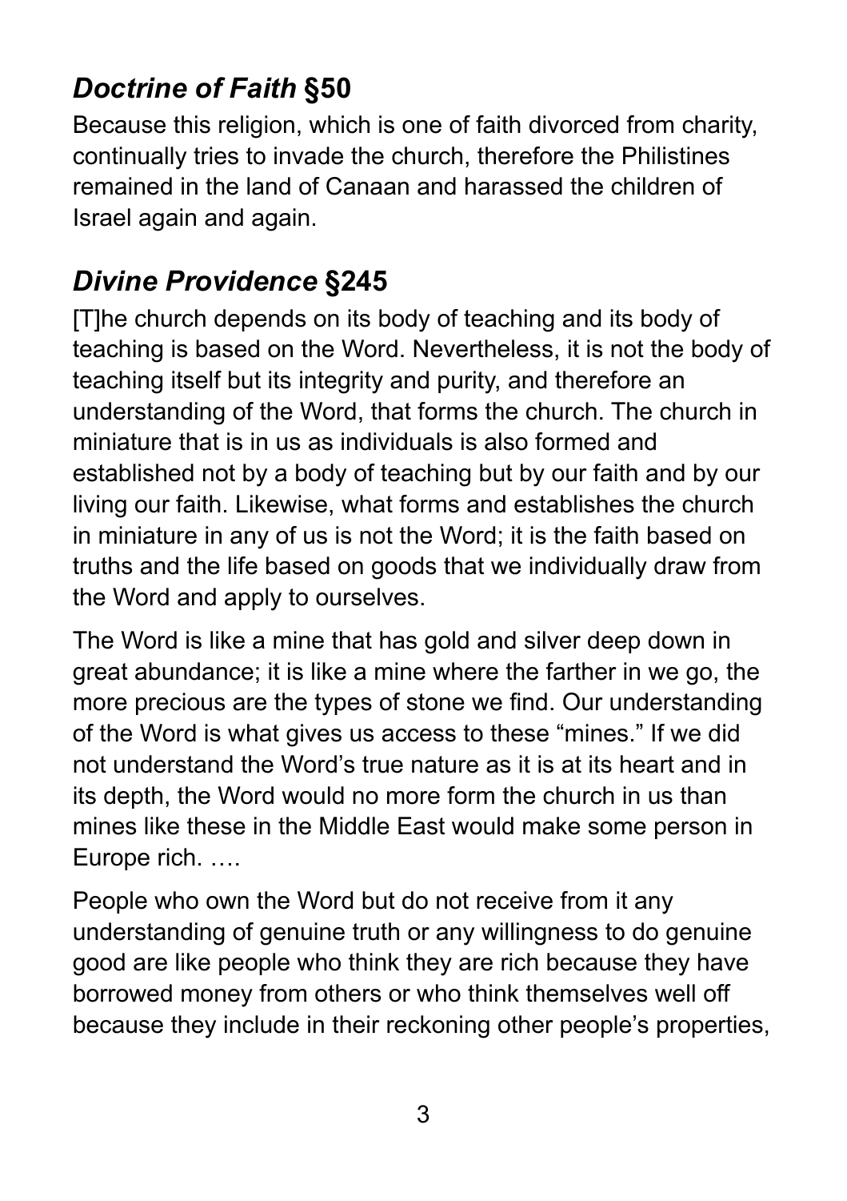## *Doctrine of Faith* §50

Because this religion, which is one of faith divorced from charity, continually tries to invade the church, therefore the Philistines remained in the land of Canaan and harassed the children of Israel again and again.

## *Divine Providence* §245

[T]he church depends on its body of teaching and its body of teaching is based on the Word. Nevertheless, it is not the body of teaching itself but its integrity and purity, and therefore an understanding of the Word, that forms the church. The church in miniature that is in us as individuals is also formed and established not by a body of teaching but by our faith and by our living our faith. Likewise, what forms and establishes the church in miniature in any of us is not the Word; it is the faith based on truths and the life based on goods that we individually draw from the Word and apply to ourselves.

The Word is like a mine that has gold and silver deep down in great abundance; it is like a mine where the farther in we go, the more precious are the types of stone we find. Our understanding of the Word is what gives us access to these "mines." If we did not understand the Word's true nature as it is at its heart and in its depth, the Word would no more form the church in us than mines like these in the Middle East would make some person in Europe rich. ….

People who own the Word but do not receive from it any understanding of genuine truth or any willingness to do genuine good are like people who think they are rich because they have borrowed money from others or who think themselves well off because they include in their reckoning other people's properties,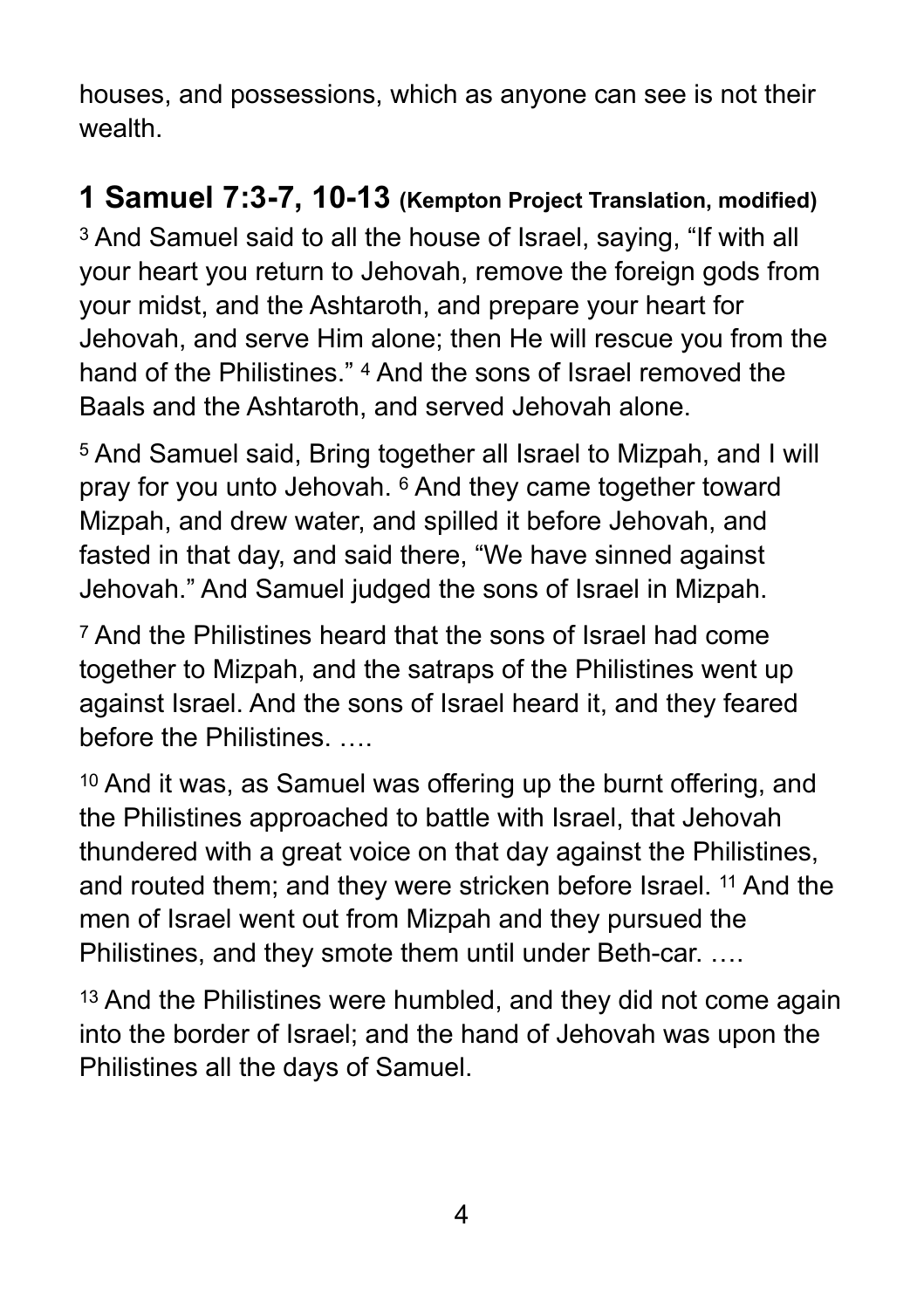houses, and possessions, which as anyone can see is not their wealth.

## 1 Samuel 7:3-7, 10-13 (Kempton Project Translation, modified)

[3] And Samuel said to all the house of Israel, saying, “If with all your heart you return to Jehovah, remove the foreign gods from your midst, and the Ashtaroth, and prepare your heart for Jehovah, and serve Him alone; then He will rescue you from the hand of the Philistines.” [4] And the sons of Israel removed the Baals and the Ashtaroth, and served Jehovah alone.

[5] And Samuel said, Bring together all Israel to Mizpah, and I will pray for you unto Jehovah. [6] And they came together toward Mizpah, and drew water, and spilled it before Jehovah, and fasted in that day, and said there, “We have sinned against Jehovah.” And Samuel judged the sons of Israel in Mizpah.

[7] And the Philistines heard that the sons of Israel had come together to Mizpah, and the satraps of the Philistines went up against Israel. And the sons of Israel heard it, and they feared before the Philistines. ….

[10] And it was, as Samuel was offering up the burnt offering, and the Philistines approached to battle with Israel, that Jehovah thundered with a great voice on that day against the Philistines, and routed them; and they were stricken before Israel. [11] And the men of Israel went out from Mizpah and they pursued the Philistines, and they smote them until under Beth-car. ….

[13] And the Philistines were humbled, and they did not come again into the border of Israel; and the hand of Jehovah was upon the Philistines all the days of Samuel.